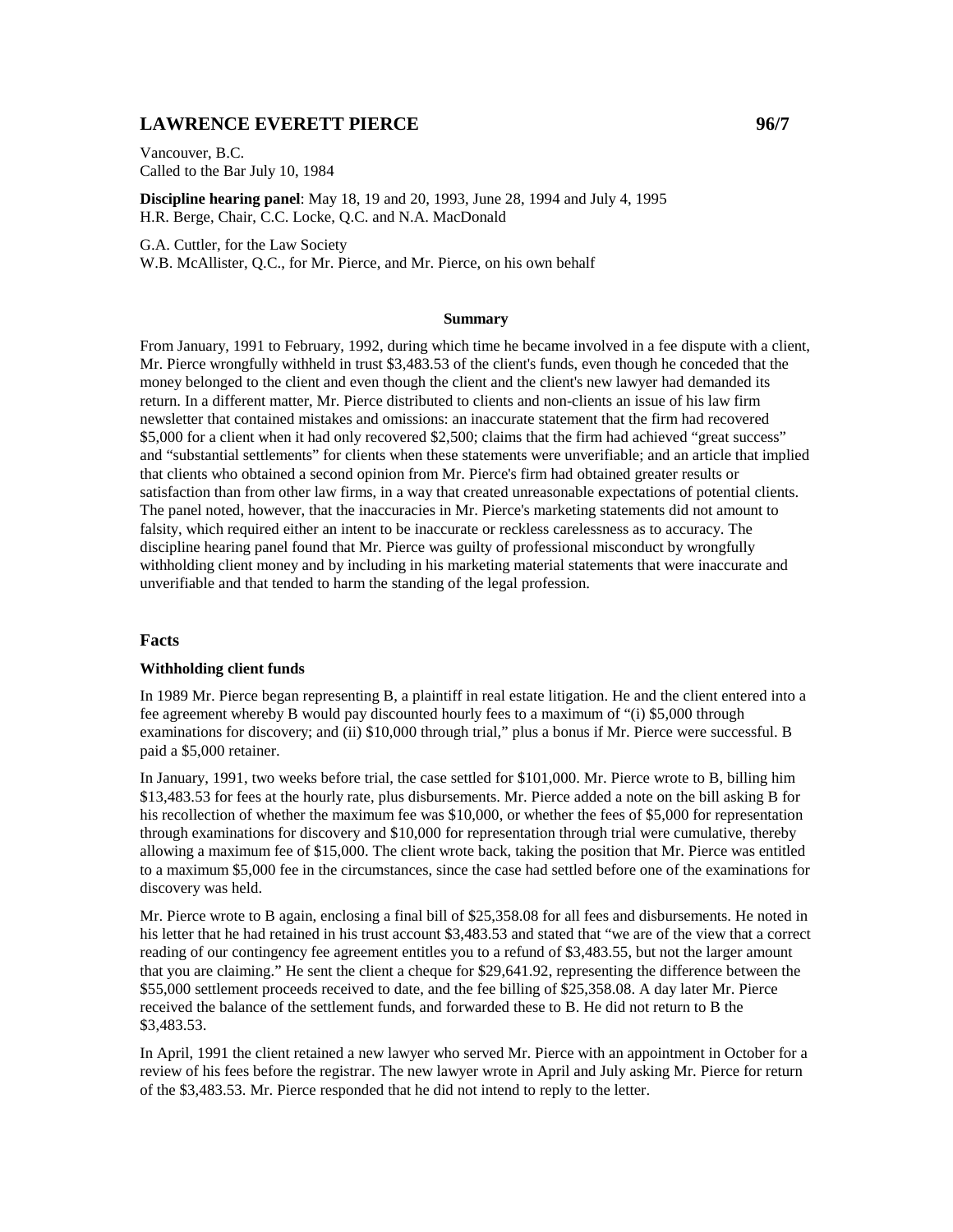# LAWRENCE EVERETT PIERCE 96/7

Vancouver, B.C.
Called to the Bar July 10, 1984

**Discipline hearing panel**: May 18, 19 and 20, 1993, June 28, 1994 and July 4, 1995
H.R. Berge, Chair, C.C. Locke, Q.C. and N.A. MacDonald

G.A. Cuttler, for the Law Society
W.B. McAllister, Q.C., for Mr. Pierce, and Mr. Pierce, on his own behalf

**Summary**

From January, 1991 to February, 1992, during which time he became involved in a fee dispute with a client, Mr. Pierce wrongfully withheld in trust $3,483.53 of the client's funds, even though he conceded that the money belonged to the client and even though the client and the client's new lawyer had demanded its return. In a different matter, Mr. Pierce distributed to clients and non-clients an issue of his law firm newsletter that contained mistakes and omissions: an inaccurate statement that the firm had recovered $5,000 for a client when it had only recovered $2,500; claims that the firm had achieved "great success" and "substantial settlements" for clients when these statements were unverifiable; and an article that implied that clients who obtained a second opinion from Mr. Pierce's firm had obtained greater results or satisfaction than from other law firms, in a way that created unreasonable expectations of potential clients. The panel noted, however, that the inaccuracies in Mr. Pierce's marketing statements did not amount to falsity, which required either an intent to be inaccurate or reckless carelessness as to accuracy. The discipline hearing panel found that Mr. Pierce was guilty of professional misconduct by wrongfully withholding client money and by including in his marketing material statements that were inaccurate and unverifiable and that tended to harm the standing of the legal profession.

## Facts

### Withholding client funds

In 1989 Mr. Pierce began representing B, a plaintiff in real estate litigation. He and the client entered into a fee agreement whereby B would pay discounted hourly fees to a maximum of "(i) $5,000 through examinations for discovery; and (ii) $10,000 through trial," plus a bonus if Mr. Pierce were successful. B paid a $5,000 retainer.

In January, 1991, two weeks before trial, the case settled for $101,000. Mr. Pierce wrote to B, billing him $13,483.53 for fees at the hourly rate, plus disbursements. Mr. Pierce added a note on the bill asking B for his recollection of whether the maximum fee was $10,000, or whether the fees of $5,000 for representation through examinations for discovery and $10,000 for representation through trial were cumulative, thereby allowing a maximum fee of $15,000. The client wrote back, taking the position that Mr. Pierce was entitled to a maximum $5,000 fee in the circumstances, since the case had settled before one of the examinations for discovery was held.

Mr. Pierce wrote to B again, enclosing a final bill of $25,358.08 for all fees and disbursements. He noted in his letter that he had retained in his trust account $3,483.53 and stated that "we are of the view that a correct reading of our contingency fee agreement entitles you to a refund of $3,483.55, but not the larger amount that you are claiming." He sent the client a cheque for $29,641.92, representing the difference between the $55,000 settlement proceeds received to date, and the fee billing of $25,358.08. A day later Mr. Pierce received the balance of the settlement funds, and forwarded these to B. He did not return to B the $3,483.53.

In April, 1991 the client retained a new lawyer who served Mr. Pierce with an appointment in October for a review of his fees before the registrar. The new lawyer wrote in April and July asking Mr. Pierce for return of the $3,483.53. Mr. Pierce responded that he did not intend to reply to the letter.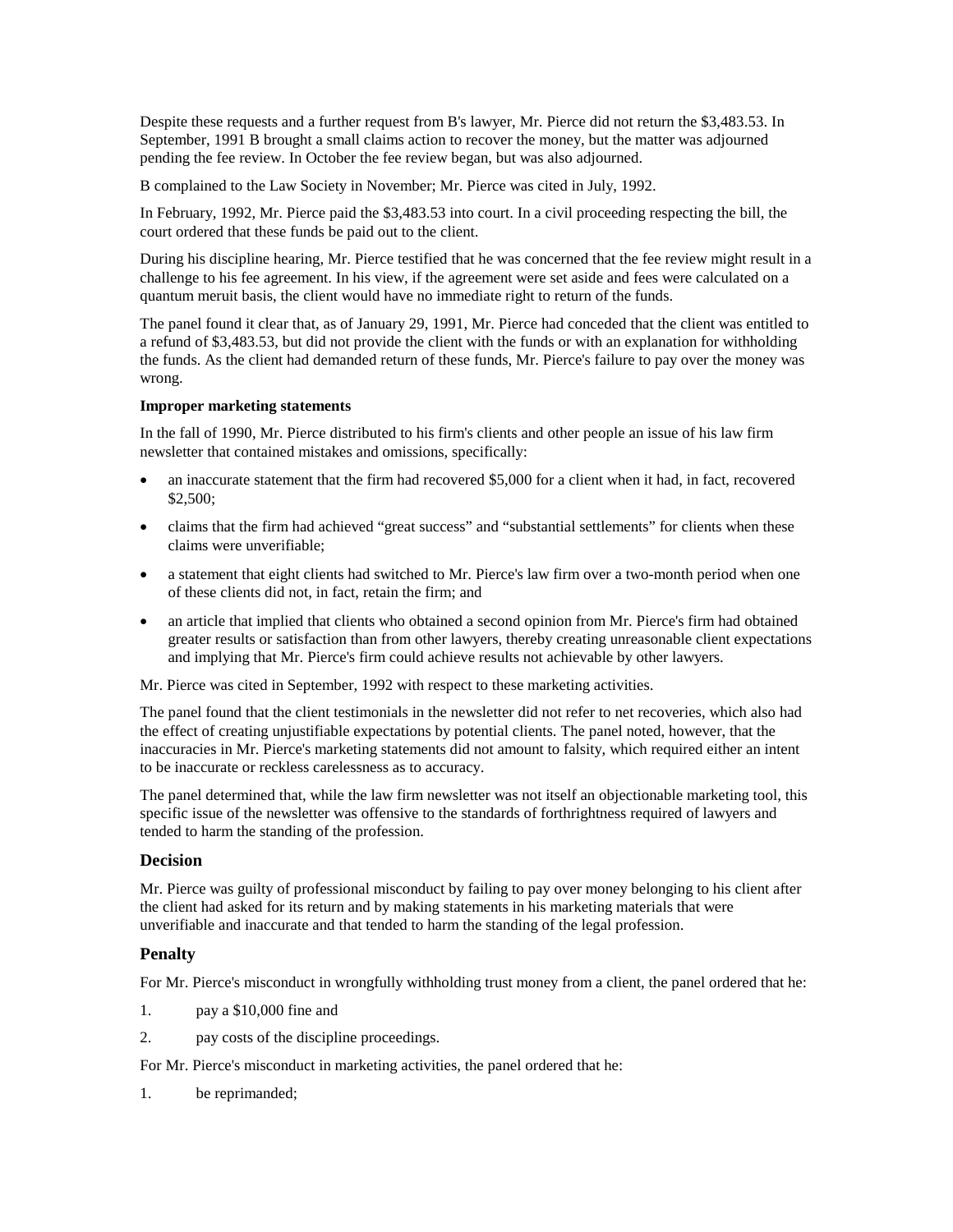Despite these requests and a further request from B's lawyer, Mr. Pierce did not return the $3,483.53. In September, 1991 B brought a small claims action to recover the money, but the matter was adjourned pending the fee review. In October the fee review began, but was also adjourned.

B complained to the Law Society in November; Mr. Pierce was cited in July, 1992.

In February, 1992, Mr. Pierce paid the $3,483.53 into court. In a civil proceeding respecting the bill, the court ordered that these funds be paid out to the client.

During his discipline hearing, Mr. Pierce testified that he was concerned that the fee review might result in a challenge to his fee agreement. In his view, if the agreement were set aside and fees were calculated on a quantum meruit basis, the client would have no immediate right to return of the funds.

The panel found it clear that, as of January 29, 1991, Mr. Pierce had conceded that the client was entitled to a refund of $3,483.53, but did not provide the client with the funds or with an explanation for withholding the funds. As the client had demanded return of these funds, Mr. Pierce's failure to pay over the money was wrong.

**Improper marketing statements**

In the fall of 1990, Mr. Pierce distributed to his firm's clients and other people an issue of his law firm newsletter that contained mistakes and omissions, specifically:

- an inaccurate statement that the firm had recovered $5,000 for a client when it had, in fact, recovered $2,500;
- claims that the firm had achieved "great success" and "substantial settlements" for clients when these claims were unverifiable;
- a statement that eight clients had switched to Mr. Pierce's law firm over a two-month period when one of these clients did not, in fact, retain the firm; and
- an article that implied that clients who obtained a second opinion from Mr. Pierce's firm had obtained greater results or satisfaction than from other lawyers, thereby creating unreasonable client expectations and implying that Mr. Pierce's firm could achieve results not achievable by other lawyers.

Mr. Pierce was cited in September, 1992 with respect to these marketing activities.

The panel found that the client testimonials in the newsletter did not refer to net recoveries, which also had the effect of creating unjustifiable expectations by potential clients. The panel noted, however, that the inaccuracies in Mr. Pierce's marketing statements did not amount to falsity, which required either an intent to be inaccurate or reckless carelessness as to accuracy.

The panel determined that, while the law firm newsletter was not itself an objectionable marketing tool, this specific issue of the newsletter was offensive to the standards of forthrightness required of lawyers and tended to harm the standing of the profession.

## Decision

Mr. Pierce was guilty of professional misconduct by failing to pay over money belonging to his client after the client had asked for its return and by making statements in his marketing materials that were unverifiable and inaccurate and that tended to harm the standing of the legal profession.

## Penalty

For Mr. Pierce's misconduct in wrongfully withholding trust money from a client, the panel ordered that he:

1. pay a $10,000 fine and
2. pay costs of the discipline proceedings.

For Mr. Pierce's misconduct in marketing activities, the panel ordered that he:

1. be reprimanded;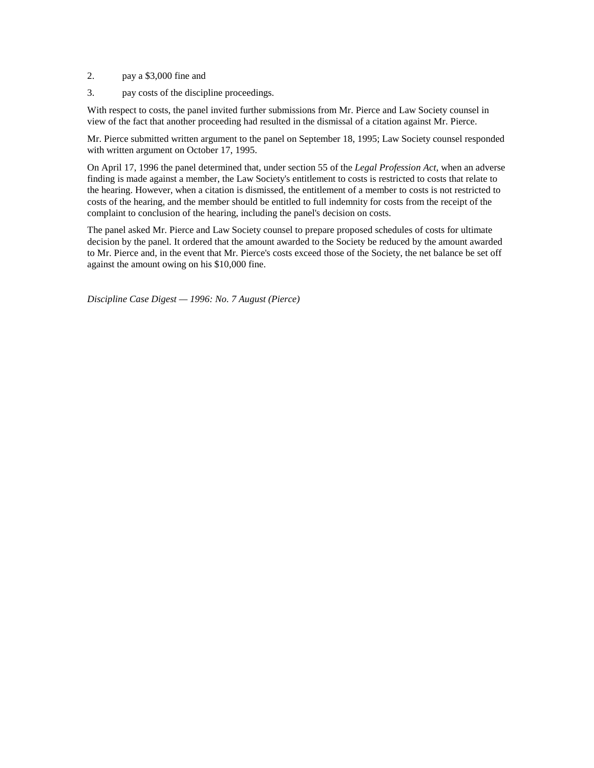2. pay a $3,000 fine and

3. pay costs of the discipline proceedings.

With respect to costs, the panel invited further submissions from Mr. Pierce and Law Society counsel in view of the fact that another proceeding had resulted in the dismissal of a citation against Mr. Pierce.

Mr. Pierce submitted written argument to the panel on September 18, 1995; Law Society counsel responded with written argument on October 17, 1995.

On April 17, 1996 the panel determined that, under section 55 of the *Legal Profession Act*, when an adverse finding is made against a member, the Law Society's entitlement to costs is restricted to costs that relate to the hearing. However, when a citation is dismissed, the entitlement of a member to costs is not restricted to costs of the hearing, and the member should be entitled to full indemnity for costs from the receipt of the complaint to conclusion of the hearing, including the panel's decision on costs.

The panel asked Mr. Pierce and Law Society counsel to prepare proposed schedules of costs for ultimate decision by the panel. It ordered that the amount awarded to the Society be reduced by the amount awarded to Mr. Pierce and, in the event that Mr. Pierce's costs exceed those of the Society, the net balance be set off against the amount owing on his $10,000 fine.

*Discipline Case Digest — 1996: No. 7 August (Pierce)*